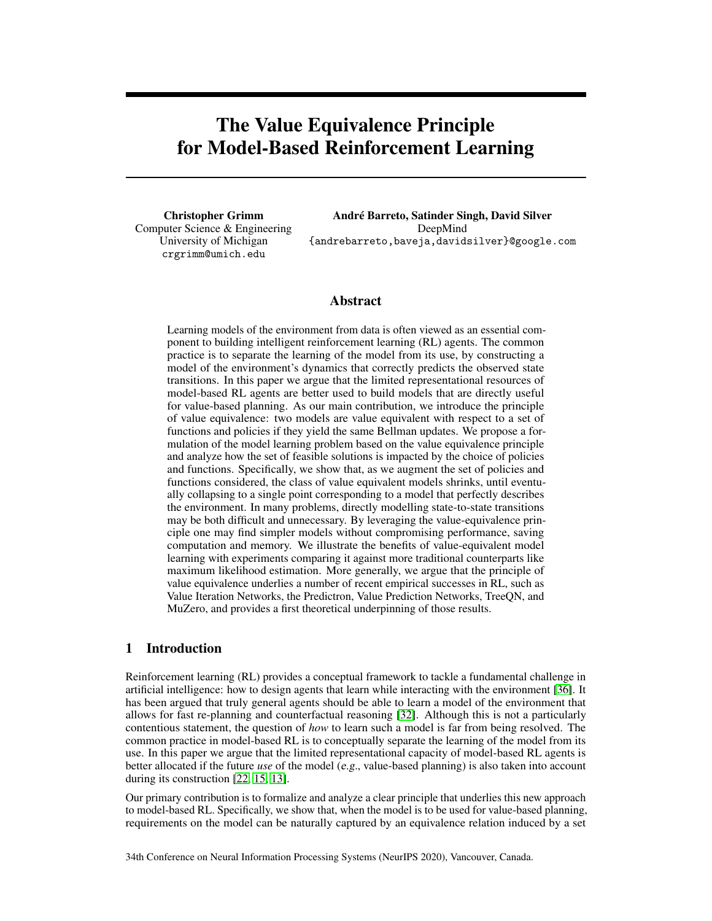# The Value Equivalence Principle for Model-Based Reinforcement Learning

**Christopher Grimm**
Computer Science & Engineering
University of Michigan
crgrimm@umich.edu

**André Barreto, Satinder Singh, David Silver**
DeepMind
{andrebarreto,baveja,davidsilver}@google.com

## Abstract

Learning models of the environment from data is often viewed as an essential component to building intelligent reinforcement learning (RL) agents. The common practice is to separate the learning of the model from its use, by constructing a model of the environment's dynamics that correctly predicts the observed state transitions. In this paper we argue that the limited representational resources of model-based RL agents are better used to build models that are directly useful for value-based planning. As our main contribution, we introduce the principle of value equivalence: two models are value equivalent with respect to a set of functions and policies if they yield the same Bellman updates. We propose a formulation of the model learning problem based on the value equivalence principle and analyze how the set of feasible solutions is impacted by the choice of policies and functions. Specifically, we show that, as we augment the set of policies and functions considered, the class of value equivalent models shrinks, until eventually collapsing to a single point corresponding to a model that perfectly describes the environment. In many problems, directly modelling state-to-state transitions may be both difficult and unnecessary. By leveraging the value-equivalence principle one may find simpler models without compromising performance, saving computation and memory. We illustrate the benefits of value-equivalent model learning with experiments comparing it against more traditional counterparts like maximum likelihood estimation. More generally, we argue that the principle of value equivalence underlies a number of recent empirical successes in RL, such as Value Iteration Networks, the Predictron, Value Prediction Networks, TreeQN, and MuZero, and provides a first theoretical underpinning of those results.

## 1 Introduction

Reinforcement learning (RL) provides a conceptual framework to tackle a fundamental challenge in artificial intelligence: how to design agents that learn while interacting with the environment [36]. It has been argued that truly general agents should be able to learn a model of the environment that allows for fast re-planning and counterfactual reasoning [32]. Although this is not a particularly contentious statement, the question of *how* to learn such a model is far from being resolved. The common practice in model-based RL is to conceptually separate the learning of the model from its use. In this paper we argue that the limited representational capacity of model-based RL agents is better allocated if the future *use* of the model (*e.g.*, value-based planning) is also taken into account during its construction [22, 15, 13].

Our primary contribution is to formalize and analyze a clear principle that underlies this new approach to model-based RL. Specifically, we show that, when the model is to be used for value-based planning, requirements on the model can be naturally captured by an equivalence relation induced by a set

34th Conference on Neural Information Processing Systems (NeurIPS 2020), Vancouver, Canada.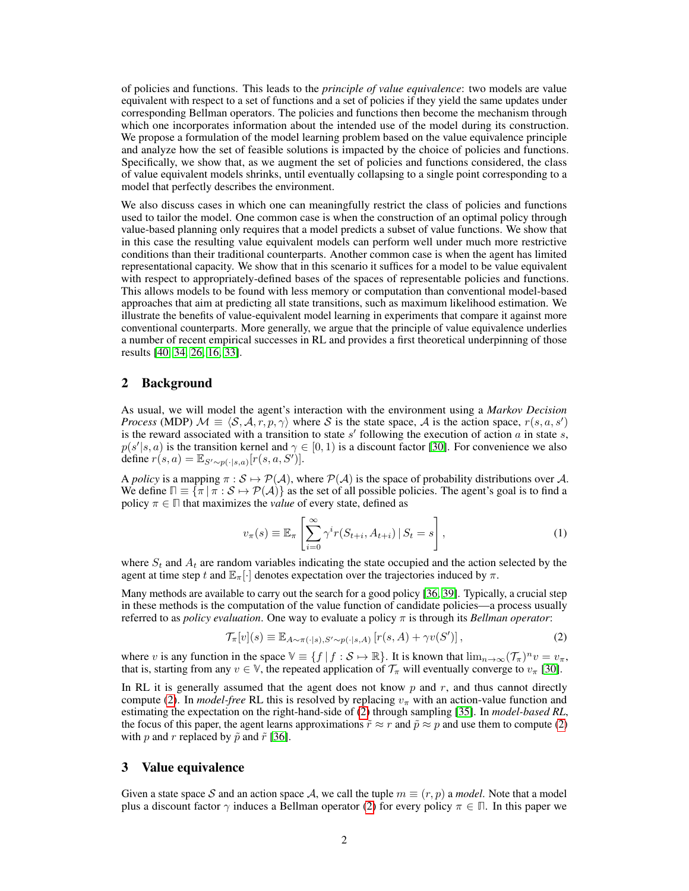of policies and functions. This leads to the *principle of value equivalence*: two models are value equivalent with respect to a set of functions and a set of policies if they yield the same updates under corresponding Bellman operators. The policies and functions then become the mechanism through which one incorporates information about the intended use of the model during its construction. We propose a formulation of the model learning problem based on the value equivalence principle and analyze how the set of feasible solutions is impacted by the choice of policies and functions. Specifically, we show that, as we augment the set of policies and functions considered, the class of value equivalent models shrinks, until eventually collapsing to a single point corresponding to a model that perfectly describes the environment.

We also discuss cases in which one can meaningfully restrict the class of policies and functions used to tailor the model. One common case is when the construction of an optimal policy through value-based planning only requires that a model predicts a subset of value functions. We show that in this case the resulting value equivalent models can perform well under much more restrictive conditions than their traditional counterparts. Another common case is when the agent has limited representational capacity. We show that in this scenario it suffices for a model to be value equivalent with respect to appropriately-defined bases of the spaces of representable policies and functions. This allows models to be found with less memory or computation than conventional model-based approaches that aim at predicting all state transitions, such as maximum likelihood estimation. We illustrate the benefits of value-equivalent model learning in experiments that compare it against more conventional counterparts. More generally, we argue that the principle of value equivalence underlies a number of recent empirical successes in RL and provides a first theoretical underpinning of those results [40, 34, 26, 16, 33].

## 2 Background

As usual, we will model the agent's interaction with the environment using a *Markov Decision Process* (MDP) $\mathcal{M} \equiv \langle \mathcal{S}, \mathcal{A}, r, p, \gamma \rangle$ where $\mathcal{S}$ is the state space, $\mathcal{A}$ is the action space, $r(s, a, s')$ is the reward associated with a transition to state $s'$ following the execution of action $a$ in state $s$, $p(s'|s, a)$ is the transition kernel and $\gamma \in [0, 1)$ is a discount factor [30]. For convenience we also define $r(s, a) = \mathbb{E}_{S' \sim p(\cdot|s,a)}[r(s, a, S')]$.

A *policy* is a mapping $\pi : \mathcal{S} \mapsto \mathcal{P}(\mathcal{A})$, where $\mathcal{P}(\mathcal{A})$ is the space of probability distributions over $\mathcal{A}$. We define $\mathbb{\Pi} \equiv \{\pi \,|\, \pi : \mathcal{S} \mapsto \mathcal{P}(\mathcal{A})\}$ as the set of all possible policies. The agent's goal is to find a policy $\pi \in \mathbb{\Pi}$ that maximizes the *value* of every state, defined as

$$v_\pi(s) \equiv \mathbb{E}_\pi \left[ \sum_{i=0}^{\infty} \gamma^i r(S_{t+i}, A_{t+i}) \,|\, S_t = s \right], \tag{1}$$

where $S_t$ and $A_t$ are random variables indicating the state occupied and the action selected by the agent at time step $t$ and $\mathbb{E}_\pi[\cdot]$ denotes expectation over the trajectories induced by $\pi$.

Many methods are available to carry out the search for a good policy [36, 39]. Typically, a crucial step in these methods is the computation of the value function of candidate policies—a process usually referred to as *policy evaluation*. One way to evaluate a policy $\pi$ is through its *Bellman operator*:

$$\mathcal{T}_\pi[v](s) \equiv \mathbb{E}_{A \sim \pi(\cdot|s), S' \sim p(\cdot|s,A)} \left[ r(s, A) + \gamma v(S') \right], \tag{2}$$

where $v$ is any function in the space $\mathbb{V} \equiv \{f \,|\, f : \mathcal{S} \mapsto \mathbb{R}\}$. It is known that $\lim_{n\to\infty} (\mathcal{T}_\pi)^n v = v_\pi$, that is, starting from any $v \in \mathbb{V}$, the repeated application of $\mathcal{T}_\pi$ will eventually converge to $v_\pi$ [30].

In RL it is generally assumed that the agent does not know $p$ and $r$, and thus cannot directly compute (2). In *model-free* RL this is resolved by replacing $v_\pi$ with an action-value function and estimating the expectation on the right-hand-side of (2) through sampling [35]. In *model-based RL*, the focus of this paper, the agent learns approximations $\tilde{r} \approx r$ and $\tilde{p} \approx p$ and use them to compute (2) with $p$ and $r$ replaced by $\tilde{p}$ and $\tilde{r}$ [36].

## 3 Value equivalence

Given a state space $\mathcal{S}$ and an action space $\mathcal{A}$, we call the tuple $m \equiv (r, p)$ a *model*. Note that a model plus a discount factor $\gamma$ induces a Bellman operator (2) for every policy $\pi \in \mathbb{\Pi}$. In this paper we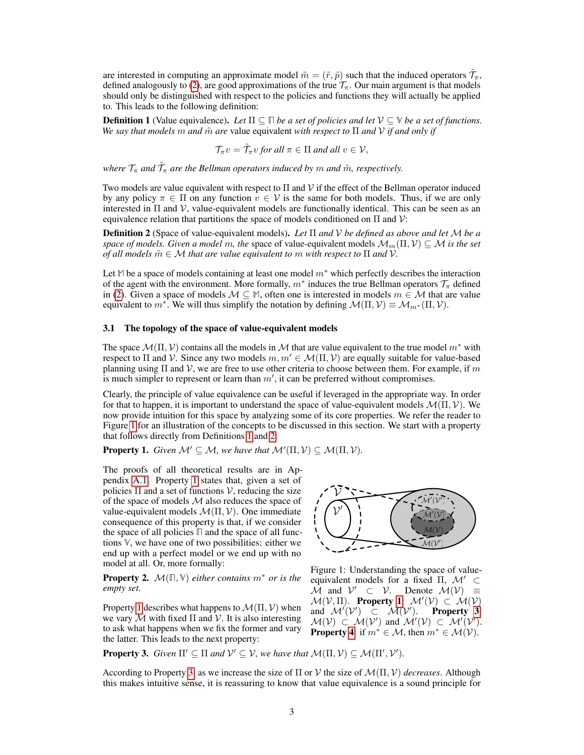are interested in computing an approximate model $\tilde{m} = (\tilde{r}, \tilde{p})$ such that the induced operators $\tilde{\mathcal{T}}_\pi$, defined analogously to (2), are good approximations of the true $\mathcal{T}_\pi$. Our main argument is that models should only be distinguished with respect to the policies and functions they will actually be applied to. This leads to the following definition:

**Definition 1** (Value equivalence). *Let $\Pi \subseteq \mathbb{\Pi}$ be a set of policies and let $\mathcal{V} \subseteq \mathbb{V}$ be a set of functions. We say that models $m$ and $\tilde{m}$ are* value equivalent *with respect to $\Pi$ and $\mathcal{V}$ if and only if*

$$\mathcal{T}_\pi v = \tilde{\mathcal{T}}_\pi v \text{ for all } \pi \in \Pi \text{ and all } v \in \mathcal{V},$$

*where $\mathcal{T}_\pi$ and $\tilde{\mathcal{T}}_\pi$ are the Bellman operators induced by $m$ and $\tilde{m}$, respectively.*

Two models are value equivalent with respect to $\Pi$ and $\mathcal{V}$ if the effect of the Bellman operator induced by any policy $\pi \in \Pi$ on any function $v \in \mathcal{V}$ is the same for both models. Thus, if we are only interested in $\Pi$ and $\mathcal{V}$, value-equivalent models are functionally identical. This can be seen as an equivalence relation that partitions the space of models conditioned on $\Pi$ and $\mathcal{V}$:

**Definition 2** (Space of value-equivalent models). *Let $\Pi$ and $\mathcal{V}$ be defined as above and let $\mathcal{M}$ be a space of models. Given a model $m$, the* space of value-equivalent models *$\mathcal{M}_m(\Pi, \mathcal{V}) \subseteq \mathcal{M}$ is the set of all models $\tilde{m} \in \mathcal{M}$ that are value equivalent to $m$ with respect to $\Pi$ and $\mathcal{V}$.*

Let $\mathbb{M}$ be a space of models containing at least one model $m^*$ which perfectly describes the interaction of the agent with the environment. More formally, $m^*$ induces the true Bellman operators $\mathcal{T}_\pi$ defined in (2). Given a space of models $\mathcal{M} \subseteq \mathbb{M}$, often one is interested in models $m \in \mathcal{M}$ that are value equivalent to $m^*$. We will thus simplify the notation by defining $\mathcal{M}(\Pi, \mathcal{V}) \equiv \mathcal{M}_{m^*}(\Pi, \mathcal{V})$.

### 3.1 The topology of the space of value-equivalent models

The space $\mathcal{M}(\Pi, \mathcal{V})$ contains all the models in $\mathcal{M}$ that are value equivalent to the true model $m^*$ with respect to $\Pi$ and $\mathcal{V}$. Since any two models $m, m' \in \mathcal{M}(\Pi, \mathcal{V})$ are equally suitable for value-based planning using $\Pi$ and $\mathcal{V}$, we are free to use other criteria to choose between them. For example, if $m$ is much simpler to represent or learn than $m'$, it can be preferred without compromises.

Clearly, the principle of value equivalence can be useful if leveraged in the appropriate way. In order for that to happen, it is important to understand the space of value-equivalent models $\mathcal{M}(\Pi, \mathcal{V})$. We now provide intuition for this space by analyzing some of its core properties. We refer the reader to Figure 1 for an illustration of the concepts to be discussed in this section. We start with a property that follows directly from Definitions 1 and 2:

**Property 1.** *Given $\mathcal{M}' \subseteq \mathcal{M}$, we have that $\mathcal{M}'(\Pi, \mathcal{V}) \subseteq \mathcal{M}(\Pi, \mathcal{V})$.*

The proofs of all theoretical results are in Appendix A.1. Property 1 states that, given a set of policies $\Pi$ and a set of functions $\mathcal{V}$, reducing the size of the space of models $\mathcal{M}$ also reduces the space of value-equivalent models $\mathcal{M}(\Pi, \mathcal{V})$. One immediate consequence of this property is that, if we consider the space of all policies $\mathbb{\Pi}$ and the space of all functions $\mathbb{V}$, we have one of two possibilities: either we end up with a perfect model or we end up with no model at all. Or, more formally:

**Property 2.** *$\mathcal{M}(\mathbb{\Pi}, \mathbb{V})$ either contains $m^*$ or is the empty set.*

$\mathcal{V}$

$\mathcal{V}'$

$\mathcal{M}'(\mathcal{V}')$

$\mathcal{M}'(\mathcal{V})$

$\mathcal{M}(\mathcal{V})$

$\mathcal{M}(\mathcal{V}')$

Figure 1: Understanding the space of value-equivalent models for a fixed $\Pi$, $\mathcal{M}' \subset \mathcal{M}$ and $\mathcal{V}' \subset \mathcal{V}$. Denote $\mathcal{M}(\mathcal{V}) \equiv \mathcal{M}(\mathcal{V}, \Pi)$. **Property 1**: $\mathcal{M}'(\mathcal{V}) \subset \mathcal{M}(\mathcal{V})$ and $\mathcal{M}'(\mathcal{V}') \subset \mathcal{M}(\mathcal{V}')$. **Property 3**: $\mathcal{M}(\mathcal{V}) \subset \mathcal{M}(\mathcal{V}')$ and $\mathcal{M}'(\mathcal{V}) \subset \mathcal{M}'(\mathcal{V}')$. **Property 4**: if $m^* \in \mathcal{M}$, then $m^* \in \mathcal{M}(\mathcal{V})$.

Property 1 describes what happens to $\mathcal{M}(\Pi, \mathcal{V})$ when we vary $\mathcal{M}$ with fixed $\Pi$ and $\mathcal{V}$. It is also interesting to ask what happens when we fix the former and vary the latter. This leads to the next property:

**Property 3.** *Given $\Pi' \subseteq \Pi$ and $\mathcal{V}' \subseteq \mathcal{V}$, we have that $\mathcal{M}(\Pi, \mathcal{V}) \subseteq \mathcal{M}(\Pi', \mathcal{V}')$.*

According to Property 3, as we increase the size of $\Pi$ or $\mathcal{V}$ the size of $\mathcal{M}(\Pi, \mathcal{V})$ *decreases*. Although this makes intuitive sense, it is reassuring to know that value equivalence is a sound principle for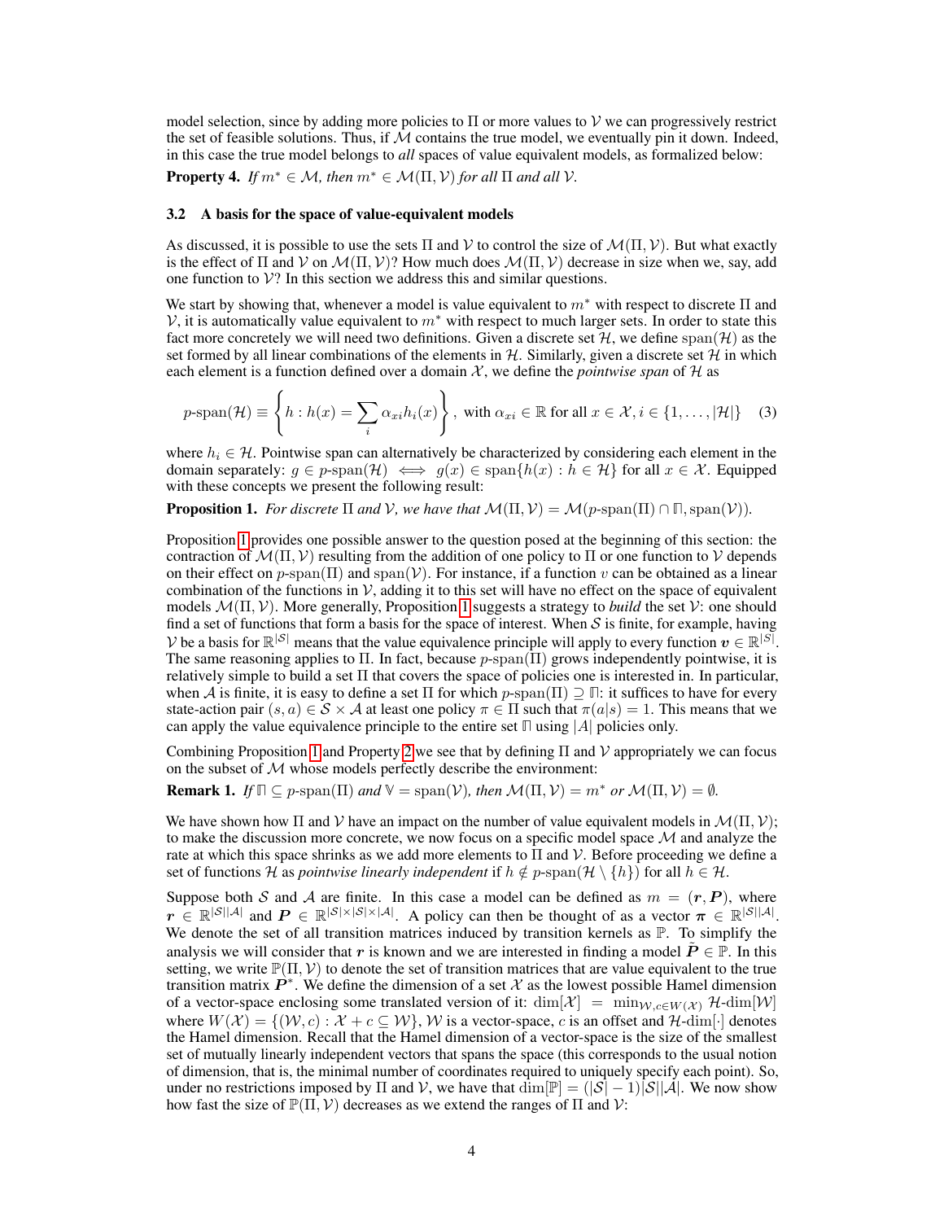model selection, since by adding more policies to $\Pi$ or more values to $\mathcal{V}$ we can progressively restrict the set of feasible solutions. Thus, if $\mathcal{M}$ contains the true model, we eventually pin it down. Indeed, in this case the true model belongs to *all* spaces of value equivalent models, as formalized below:

**Property 4.** *If $m^* \in \mathcal{M}$, then $m^* \in \mathcal{M}(\Pi, \mathcal{V})$ for all $\Pi$ and all $\mathcal{V}$.*

### 3.2 A basis for the space of value-equivalent models

As discussed, it is possible to use the sets $\Pi$ and $\mathcal{V}$ to control the size of $\mathcal{M}(\Pi, \mathcal{V})$. But what exactly is the effect of $\Pi$ and $\mathcal{V}$ on $\mathcal{M}(\Pi, \mathcal{V})$? How much does $\mathcal{M}(\Pi, \mathcal{V})$ decrease in size when we, say, add one function to $\mathcal{V}$? In this section we address this and similar questions.

We start by showing that, whenever a model is value equivalent to $m^*$ with respect to discrete $\Pi$ and $\mathcal{V}$, it is automatically value equivalent to $m^*$ with respect to much larger sets. In order to state this fact more concretely we will need two definitions. Given a discrete set $\mathcal{H}$, we define $\mathrm{span}(\mathcal{H})$ as the set formed by all linear combinations of the elements in $\mathcal{H}$. Similarly, given a discrete set $\mathcal{H}$ in which each element is a function defined over a domain $\mathcal{X}$, we define the *pointwise span* of $\mathcal{H}$ as

$$p\text{-span}(\mathcal{H}) \equiv \left\{ h : h(x) = \sum_i \alpha_{xi} h_i(x) \right\}, \text{ with } \alpha_{xi} \in \mathbb{R} \text{ for all } x \in \mathcal{X}, i \in \{1, \ldots, |\mathcal{H}|\} \quad (3)$$

where $h_i \in \mathcal{H}$. Pointwise span can alternatively be characterized by considering each element in the domain separately: $g \in p\text{-span}(\mathcal{H}) \iff g(x) \in \mathrm{span}\{h(x) : h \in \mathcal{H}\}$ for all $x \in \mathcal{X}$. Equipped with these concepts we present the following result:

**Proposition 1.** *For discrete $\Pi$ and $\mathcal{V}$, we have that $\mathcal{M}(\Pi, \mathcal{V}) = \mathcal{M}(p\text{-span}(\Pi) \cap \mathbb{\Pi}, \mathrm{span}(\mathcal{V}))$.*

Proposition 1 provides one possible answer to the question posed at the beginning of this section: the contraction of $\mathcal{M}(\Pi, \mathcal{V})$ resulting from the addition of one policy to $\Pi$ or one function to $\mathcal{V}$ depends on their effect on $p\text{-span}(\Pi)$ and $\mathrm{span}(\mathcal{V})$. For instance, if a function $v$ can be obtained as a linear combination of the functions in $\mathcal{V}$, adding it to this set will have no effect on the space of equivalent models $\mathcal{M}(\Pi, \mathcal{V})$. More generally, Proposition 1 suggests a strategy to *build* the set $\mathcal{V}$: one should find a set of functions that form a basis for the space of interest. When $\mathcal{S}$ is finite, for example, having $\mathcal{V}$ be a basis for $\mathbb{R}^{|\mathcal{S}|}$ means that the value equivalence principle will apply to every function $\boldsymbol{v} \in \mathbb{R}^{|\mathcal{S}|}$. The same reasoning applies to $\Pi$. In fact, because $p\text{-span}(\Pi)$ grows independently pointwise, it is relatively simple to build a set $\Pi$ that covers the space of policies one is interested in. In particular, when $\mathcal{A}$ is finite, it is easy to define a set $\Pi$ for which $p\text{-span}(\Pi) \supseteq \mathbb{\Pi}$: it suffices to have for every state-action pair $(s, a) \in \mathcal{S} \times \mathcal{A}$ at least one policy $\pi \in \Pi$ such that $\pi(a|s) = 1$. This means that we can apply the value equivalence principle to the entire set $\mathbb{\Pi}$ using $|A|$ policies only.

Combining Proposition 1 and Property 2 we see that by defining $\Pi$ and $\mathcal{V}$ appropriately we can focus on the subset of $\mathcal{M}$ whose models perfectly describe the environment:

**Remark 1.** *If $\mathbb{\Pi} \subseteq p\text{-span}(\Pi)$ and $\mathbb{V} = \mathrm{span}(\mathcal{V})$, then $\mathcal{M}(\Pi, \mathcal{V}) = m^*$ or $\mathcal{M}(\Pi, \mathcal{V}) = \emptyset$.*

We have shown how $\Pi$ and $\mathcal{V}$ have an impact on the number of value equivalent models in $\mathcal{M}(\Pi, \mathcal{V})$; to make the discussion more concrete, we now focus on a specific model space $\mathcal{M}$ and analyze the rate at which this space shrinks as we add more elements to $\Pi$ and $\mathcal{V}$. Before proceeding we define a set of functions $\mathcal{H}$ as *pointwise linearly independent* if $h \notin p\text{-span}(\mathcal{H} \setminus \{h\})$ for all $h \in \mathcal{H}$.

Suppose both $\mathcal{S}$ and $\mathcal{A}$ are finite. In this case a model can be defined as $m = (\boldsymbol{r}, \boldsymbol{P})$, where $\boldsymbol{r} \in \mathbb{R}^{|\mathcal{S}||\mathcal{A}|}$ and $\boldsymbol{P} \in \mathbb{R}^{|\mathcal{S}| \times |\mathcal{S}| \times |\mathcal{A}|}$. A policy can then be thought of as a vector $\boldsymbol{\pi} \in \mathbb{R}^{|\mathcal{S}||\mathcal{A}|}$. We denote the set of all transition matrices induced by transition kernels as $\mathbb{P}$. To simplify the analysis we will consider that $\boldsymbol{r}$ is known and we are interested in finding a model $\tilde{\boldsymbol{P}} \in \mathbb{P}$. In this setting, we write $\mathbb{P}(\Pi, \mathcal{V})$ to denote the set of transition matrices that are value equivalent to the true transition matrix $\boldsymbol{P}^*$. We define the dimension of a set $\mathcal{X}$ as the lowest possible Hamel dimension of a vector-space enclosing some translated version of it: $\dim[\mathcal{X}] = \min_{\mathcal{W}, c \in W(\mathcal{X})} \mathcal{H}\text{-}\dim[\mathcal{W}]$ where $W(\mathcal{X}) = \{(\mathcal{W}, c) : \mathcal{X} + c \subseteq \mathcal{W}\}$, $\mathcal{W}$ is a vector-space, $c$ is an offset and $\mathcal{H}\text{-}\dim[\cdot]$ denotes the Hamel dimension. Recall that the Hamel dimension of a vector-space is the size of the smallest set of mutually linearly independent vectors that spans the space (this corresponds to the usual notion of dimension, that is, the minimal number of coordinates required to uniquely specify each point). So, under no restrictions imposed by $\Pi$ and $\mathcal{V}$, we have that $\dim[\mathbb{P}] = (|\mathcal{S}| - 1)|\mathcal{S}||\mathcal{A}|$. We now show how fast the size of $\mathbb{P}(\Pi, \mathcal{V})$ decreases as we extend the ranges of $\Pi$ and $\mathcal{V}$: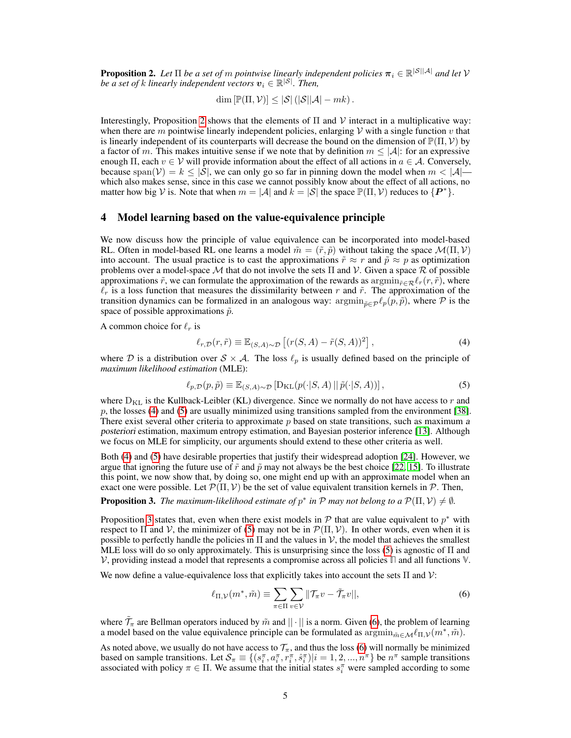**Proposition 2.** *Let* $\Pi$ *be a set of* $m$ *pointwise linearly independent policies* $\boldsymbol{\pi}_i \in \mathbb{R}^{|\mathcal{S}||\mathcal{A}|}$ *and let* $\mathcal{V}$ *be a set of* $k$ *linearly independent vectors* $\boldsymbol{v}_i \in \mathbb{R}^{|\mathcal{S}|}$. *Then,*

$$\dim\left[\mathbb{P}(\Pi, \mathcal{V})\right] \leq |\mathcal{S}|\left(|\mathcal{S}||\mathcal{A}| - mk\right).$$

Interestingly, Proposition 2 shows that the elements of $\Pi$ and $\mathcal{V}$ interact in a multiplicative way: when there are $m$ pointwise linearly independent policies, enlarging $\mathcal{V}$ with a single function $v$ that is linearly independent of its counterparts will decrease the bound on the dimension of $\mathbb{P}(\Pi, \mathcal{V})$ by a factor of $m$. This makes intuitive sense if we note that by definition $m \leq |\mathcal{A}|$: for an expressive enough $\Pi$, each $v \in \mathcal{V}$ will provide information about the effect of all actions in $a \in \mathcal{A}$. Conversely, because $\text{span}(\mathcal{V}) = k \leq |\mathcal{S}|$, we can only go so far in pinning down the model when $m < |\mathcal{A}|$—which also makes sense, since in this case we cannot possibly know about the effect of all actions, no matter how big $\mathcal{V}$ is. Note that when $m = |\mathcal{A}|$ and $k = |\mathcal{S}|$ the space $\mathbb{P}(\Pi, \mathcal{V})$ reduces to $\{\boldsymbol{P}^*\}$.

## 4 Model learning based on the value-equivalence principle

We now discuss how the principle of value equivalence can be incorporated into model-based RL. Often in model-based RL one learns a model $\tilde{m} = (\tilde{r}, \tilde{p})$ without taking the space $\mathcal{M}(\Pi, \mathcal{V})$ into account. The usual practice is to cast the approximations $\tilde{r} \approx r$ and $\tilde{p} \approx p$ as optimization problems over a model-space $\mathcal{M}$ that do not involve the sets $\Pi$ and $\mathcal{V}$. Given a space $\mathcal{R}$ of possible approximations $\tilde{r}$, we can formulate the approximation of the rewards as $\text{argmin}_{\tilde{r} \in \mathcal{R}} \ell_r(r, \tilde{r})$, where $\ell_r$ is a loss function that measures the dissimilarity between $r$ and $\tilde{r}$. The approximation of the transition dynamics can be formalized in an analogous way: $\text{argmin}_{\tilde{p} \in \mathcal{P}} \ell_p(p, \tilde{p})$, where $\mathcal{P}$ is the space of possible approximations $\tilde{p}$.

A common choice for $\ell_r$ is

$$\ell_{r,\mathcal{D}}(r, \tilde{r}) \equiv \mathbb{E}_{(S,A)\sim\mathcal{D}}\left[(r(S,A) - \tilde{r}(S,A))^2\right], \tag{4}$$

where $\mathcal{D}$ is a distribution over $\mathcal{S} \times \mathcal{A}$. The loss $\ell_p$ is usually defined based on the principle of *maximum likelihood estimation* (MLE):

$$\ell_{p,\mathcal{D}}(p, \tilde{p}) \equiv \mathbb{E}_{(S,A)\sim\mathcal{D}}\left[\mathrm{D}_{\mathrm{KL}}(p(\cdot|S,A) \,||\, \tilde{p}(\cdot|S,A))\right], \tag{5}$$

where $\mathrm{D}_{\mathrm{KL}}$ is the Kullback-Leibler (KL) divergence. Since we normally do not have access to $r$ and $p$, the losses (4) and (5) are usually minimized using transitions sampled from the environment [38]. There exist several other criteria to approximate $p$ based on state transitions, such as maximum *a posteriori* estimation, maximum entropy estimation, and Bayesian posterior inference [13]. Although we focus on MLE for simplicity, our arguments should extend to these other criteria as well.

Both (4) and (5) have desirable properties that justify their widespread adoption [24]. However, we argue that ignoring the future use of $\tilde{r}$ and $\tilde{p}$ may not always be the best choice [22, 15]. To illustrate this point, we now show that, by doing so, one might end up with an approximate model when an exact one were possible. Let $\mathcal{P}(\Pi, \mathcal{V})$ be the set of value equivalent transition kernels in $\mathcal{P}$. Then,

**Proposition 3.** *The maximum-likelihood estimate of* $p^*$ *in* $\mathcal{P}$ *may not belong to a* $\mathcal{P}(\Pi, \mathcal{V}) \neq \emptyset$.

Proposition 3 states that, even when there exist models in $\mathcal{P}$ that are value equivalent to $p^*$ with respect to $\Pi$ and $\mathcal{V}$, the minimizer of (5) may not be in $\mathcal{P}(\Pi, \mathcal{V})$. In other words, even when it is possible to perfectly handle the policies in $\Pi$ and the values in $\mathcal{V}$, the model that achieves the smallest MLE loss will do so only approximately. This is unsurprising since the loss (5) is agnostic of $\Pi$ and $\mathcal{V}$, providing instead a model that represents a compromise across all policies $\mathbb{\Pi}$ and all functions $\mathbb{V}$.

We now define a value-equivalence loss that explicitly takes into account the sets $\Pi$ and $\mathcal{V}$:

$$\ell_{\Pi,\mathcal{V}}(m^*, \tilde{m}) \equiv \sum_{\pi\in\Pi}\sum_{v\in\mathcal{V}} \|\mathcal{T}_\pi v - \tilde{\mathcal{T}}_\pi v\|, \tag{6}$$

where $\tilde{\mathcal{T}}_\pi$ are Bellman operators induced by $\tilde{m}$ and $||\cdot||$ is a norm. Given (6), the problem of learning a model based on the value equivalence principle can be formulated as $\text{argmin}_{\tilde{m}\in\mathcal{M}} \ell_{\Pi,\mathcal{V}}(m^*, \tilde{m})$.

As noted above, we usually do not have access to $\mathcal{T}_\pi$, and thus the loss (6) will normally be minimized based on sample transitions. Let $\mathcal{S}_\pi \equiv \{(s_i^\pi, a_i^\pi, r_i^\pi, \hat{s}_i^\pi) | i = 1, 2, ..., n^\pi\}$ be $n^\pi$ sample transitions associated with policy $\pi \in \Pi$. We assume that the initial states $s_i^\pi$ were sampled according to some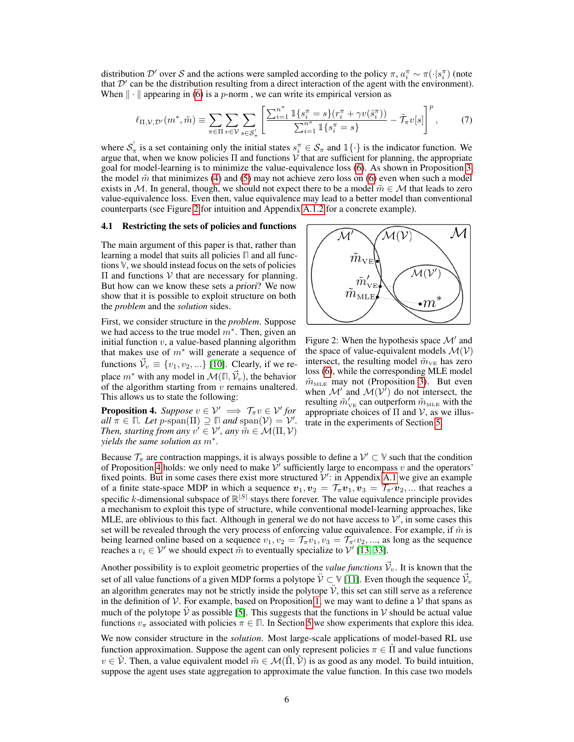distribution $\mathcal{D}'$ over $\mathcal{S}$ and the actions were sampled according to the policy $\pi$, $a_i^\pi \sim \pi(\cdot|s_i^\pi)$ (note that $\mathcal{D}'$ can be the distribution resulting from a direct interaction of the agent with the environment). When $\|\cdot\|$ appearing in (6) is a $p$-norm , we can write its empirical version as

$$\ell_{\Pi,\mathcal{V},\mathcal{D}'}(m^*, \tilde{m}) \equiv \sum_{\pi\in\Pi}\sum_{v\in\mathcal{V}}\sum_{s\in\mathcal{S}'_\pi}\left[\frac{\sum_{i=1}^{n^\pi}\mathbb{1}\{s_i^\pi = s\}(r_i^\pi + \gamma v(\hat{s}_i^\pi))}{\sum_{i=1}^{n^\pi}\mathbb{1}\{s_i^\pi = s\}} - \tilde{\mathcal{T}}_\pi v[s]\right]^p, \qquad (7)$$

where $\mathcal{S}'_\pi$ is a set containing only the initial states $s_i^\pi \in \mathcal{S}_\pi$ and $\mathbb{1}\{\cdot\}$ is the indicator function. We argue that, when we know policies $\Pi$ and functions $\mathcal{V}$ that are sufficient for planning, the appropriate goal for model-learning is to minimize the value-equivalence loss (6). As shown in Proposition 3, the model $\tilde{m}$ that minimizes (4) and (5) may not achieve zero loss on (6) even when such a model exists in $\mathcal{M}$. In general, though, we should not expect there to be a model $\tilde{m} \in \mathcal{M}$ that leads to zero value-equivalence loss. Even then, value equivalence may lead to a better model than conventional counterparts (see Figure 2 for intuition and Appendix A.1.2 for a concrete example).

### 4.1 Restricting the sets of policies and functions

The main argument of this paper is that, rather than learning a model that suits all policies $\mathbb{\Pi}$ and all functions $\mathbb{V}$, we should instead focus on the sets of policies $\Pi$ and functions $\mathcal{V}$ that are necessary for planning. But how can we know these sets *a priori*? We now show that it is possible to exploit structure on both the *problem* and the *solution* sides.

First, we consider structure in the *problem*. Suppose we had access to the true model $m^*$. Then, given an initial function $v$, a value-based planning algorithm that makes use of $m^*$ will generate a sequence of functions $\vec{\mathcal{V}}_v \equiv \{v_1, v_2, ...\}$ [10]. Clearly, if we replace $m^*$ with any model in $\mathcal{M}(\mathbb{\Pi}, \vec{\mathcal{V}}_v)$, the behavior of the algorithm starting from $v$ remains unaltered. This allows us to state the following:

Figure 2: When the hypothesis space $\mathcal{M}'$ and the space of value-equivalent models $\mathcal{M}(\mathcal{V})$ intersect, the resulting model $\tilde{m}_{\text{VE}}$ has zero loss (6), while the corresponding MLE model $\tilde{m}_{\text{MLE}}$ may not (Proposition 3). But even when $\mathcal{M}'$ and $\mathcal{M}(\mathcal{V}')$ do not intersect, the resulting $\tilde{m}'_{\text{VE}}$ can outperform $\tilde{m}_{\text{MLE}}$ with the appropriate choices of $\Pi$ and $\mathcal{V}$, as we illustrate in the experiments of Section 5.

**Proposition 4.** *Suppose $v \in \mathcal{V}' \implies \mathcal{T}_\pi v \in \mathcal{V}'$ for all $\pi \in \mathbb{\Pi}$. Let $p$-span$(\Pi) \supseteq \mathbb{\Pi}$ and span$(\mathcal{V}) = \mathcal{V}'$. Then, starting from any $v' \in \mathcal{V}'$, any $\tilde{m} \in \mathcal{M}(\Pi, \mathcal{V})$ yields the same solution as $m^*$.*

Because $\mathcal{T}_\pi$ are contraction mappings, it is always possible to define a $\mathcal{V}' \subset \mathbb{V}$ such that the condition of Proposition 4 holds: we only need to make $\mathcal{V}'$ sufficiently large to encompass $v$ and the operators' fixed points. But in some cases there exist more structured $\mathcal{V}'$: in Appendix A.1 we give an example of a finite state-space MDP in which a sequence $\boldsymbol{v}_1, \boldsymbol{v}_2 = \mathcal{T}_\pi \boldsymbol{v}_1, \boldsymbol{v}_3 = \mathcal{T}_{\pi'} \boldsymbol{v}_2, ...$ that reaches a specific $k$-dimensional subspace of $\mathbb{R}^{|S|}$ stays there forever. The value equivalence principle provides a mechanism to exploit this type of structure, while conventional model-learning approaches, like MLE, are oblivious to this fact. Although in general we do not have access to $\mathcal{V}'$, in some cases this set will be revealed through the very process of enforcing value equivalence. For example, if $\tilde{m}$ is being learned online based on a sequence $v_1, v_2 = \mathcal{T}_\pi v_1, v_3 = \mathcal{T}_{\pi'} v_2, ...,$ as long as the sequence reaches a $v_i \in \mathcal{V}'$ we should expect $\tilde{m}$ to eventually specialize to $\mathcal{V}'$ [13, 33].

Another possibility is to exploit geometric properties of the *value functions* $\vec{\mathcal{V}}_v$. It is known that the set of all value functions of a given MDP forms a polytope $\ddot{\mathcal{V}} \subset \mathbb{V}$ [11]. Even though the sequence $\vec{\mathcal{V}}_v$ an algorithm generates may not be strictly inside the polytope $\ddot{\mathcal{V}}$, this set can still serve as a reference in the definition of $\mathcal{V}$. For example, based on Proposition 1, we may want to define a $\mathcal{V}$ that spans as much of the polytope $\ddot{\mathcal{V}}$ as possible [5]. This suggests that the functions in $\mathcal{V}$ should be actual value functions $v_\pi$ associated with policies $\pi \in \mathbb{\Pi}$. In Section 5 we show experiments that explore this idea.

We now consider structure in the *solution*. Most large-scale applications of model-based RL use function approximation. Suppose the agent can only represent policies $\pi \in \tilde{\Pi}$ and value functions $v \in \tilde{\mathcal{V}}$. Then, a value equivalent model $\tilde{m} \in \mathcal{M}(\tilde{\Pi}, \tilde{\mathcal{V}})$ is as good as any model. To build intuition, suppose the agent uses state aggregation to approximate the value function. In this case two models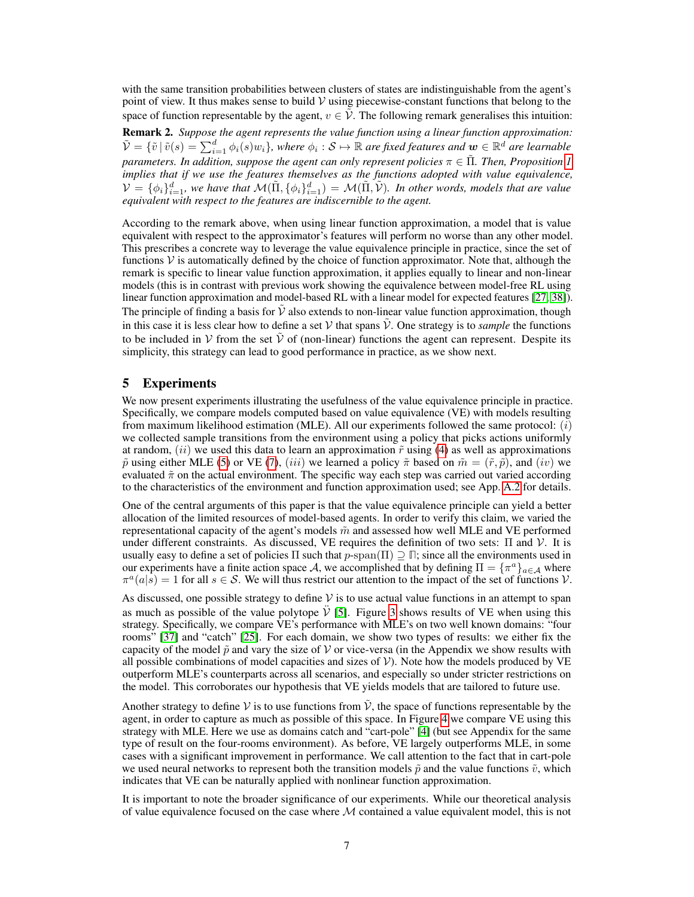with the same transition probabilities between clusters of states are indistinguishable from the agent's point of view. It thus makes sense to build $\mathcal{V}$ using piecewise-constant functions that belong to the space of function representable by the agent, $v \in \tilde{\mathcal{V}}$. The following remark generalises this intuition:

**Remark 2.** *Suppose the agent represents the value function using a linear function approximation: $\tilde{\mathcal{V}} = \{\tilde{v} \,|\, \tilde{v}(s) = \sum_{i=1}^{d} \phi_i(s) w_i\}$, where $\phi_i : \mathcal{S} \mapsto \mathbb{R}$ are fixed features and $\boldsymbol{w} \in \mathbb{R}^d$ are learnable parameters. In addition, suppose the agent can only represent policies $\pi \in \tilde{\Pi}$. Then, Proposition 1 implies that if we use the features themselves as the functions adopted with value equivalence, $\mathcal{V} = \{\phi_i\}_{i=1}^{d}$, we have that $\mathcal{M}(\tilde{\Pi}, \{\phi_i\}_{i=1}^{d}) = \mathcal{M}(\tilde{\Pi}, \tilde{\mathcal{V}})$. In other words, models that are value equivalent with respect to the features are indiscernible to the agent.*

According to the remark above, when using linear function approximation, a model that is value equivalent with respect to the approximator's features will perform no worse than any other model. This prescribes a concrete way to leverage the value equivalence principle in practice, since the set of functions $\mathcal{V}$ is automatically defined by the choice of function approximator. Note that, although the remark is specific to linear value function approximation, it applies equally to linear and non-linear models (this is in contrast with previous work showing the equivalence between model-free RL using linear function approximation and model-based RL with a linear model for expected features [27, 38]). The principle of finding a basis for $\tilde{\mathcal{V}}$ also extends to non-linear value function approximation, though in this case it is less clear how to define a set $\mathcal{V}$ that spans $\tilde{\mathcal{V}}$. One strategy is to *sample* the functions to be included in $\mathcal{V}$ from the set $\tilde{\mathcal{V}}$ of (non-linear) functions the agent can represent. Despite its simplicity, this strategy can lead to good performance in practice, as we show next.

## 5 Experiments

We now present experiments illustrating the usefulness of the value equivalence principle in practice. Specifically, we compare models computed based on value equivalence (VE) with models resulting from maximum likelihood estimation (MLE). All our experiments followed the same protocol: $(i)$ we collected sample transitions from the environment using a policy that picks actions uniformly at random, $(ii)$ we used this data to learn an approximation $\tilde{r}$ using (4) as well as approximations $\tilde{p}$ using either MLE (5) or VE (7), $(iii)$ we learned a policy $\tilde{\pi}$ based on $\tilde{m} = (\tilde{r}, \tilde{p})$, and $(iv)$ we evaluated $\tilde{\pi}$ on the actual environment. The specific way each step was carried out varied according to the characteristics of the environment and function approximation used; see App. A.2 for details.

One of the central arguments of this paper is that the value equivalence principle can yield a better allocation of the limited resources of model-based agents. In order to verify this claim, we varied the representational capacity of the agent's models $\tilde{m}$ and assessed how well MLE and VE performed under different constraints. As discussed, VE requires the definition of two sets: $\Pi$ and $\mathcal{V}$. It is usually easy to define a set of policies $\Pi$ such that $p\text{-span}(\Pi) \supseteq \mathbb{\Pi}$; since all the environments used in our experiments have a finite action space $\mathcal{A}$, we accomplished that by defining $\Pi = \{\pi^a\}_{a \in \mathcal{A}}$ where $\pi^a(a|s) = 1$ for all $s \in \mathcal{S}$. We will thus restrict our attention to the impact of the set of functions $\mathcal{V}$.

As discussed, one possible strategy to define $\mathcal{V}$ is to use actual value functions in an attempt to span as much as possible of the value polytope $\ddot{\mathcal{V}}$ [5]. Figure 3 shows results of VE when using this strategy. Specifically, we compare VE's performance with MLE's on two well known domains: "four rooms" [37] and "catch" [25]. For each domain, we show two types of results: we either fix the capacity of the model $\tilde{p}$ and vary the size of $\mathcal{V}$ or vice-versa (in the Appendix we show results with all possible combinations of model capacities and sizes of $\mathcal{V}$). Note how the models produced by VE outperform MLE's counterparts across all scenarios, and especially so under stricter restrictions on the model. This corroborates our hypothesis that VE yields models that are tailored to future use.

Another strategy to define $\mathcal{V}$ is to use functions from $\tilde{\mathcal{V}}$, the space of functions representable by the agent, in order to capture as much as possible of this space. In Figure 4 we compare VE using this strategy with MLE. Here we use as domains catch and "cart-pole" [4] (but see Appendix for the same type of result on the four-rooms environment). As before, VE largely outperforms MLE, in some cases with a significant improvement in performance. We call attention to the fact that in cart-pole we used neural networks to represent both the transition models $\tilde{p}$ and the value functions $\tilde{v}$, which indicates that VE can be naturally applied with nonlinear function approximation.

It is important to note the broader significance of our experiments. While our theoretical analysis of value equivalence focused on the case where $\mathcal{M}$ contained a value equivalent model, this is not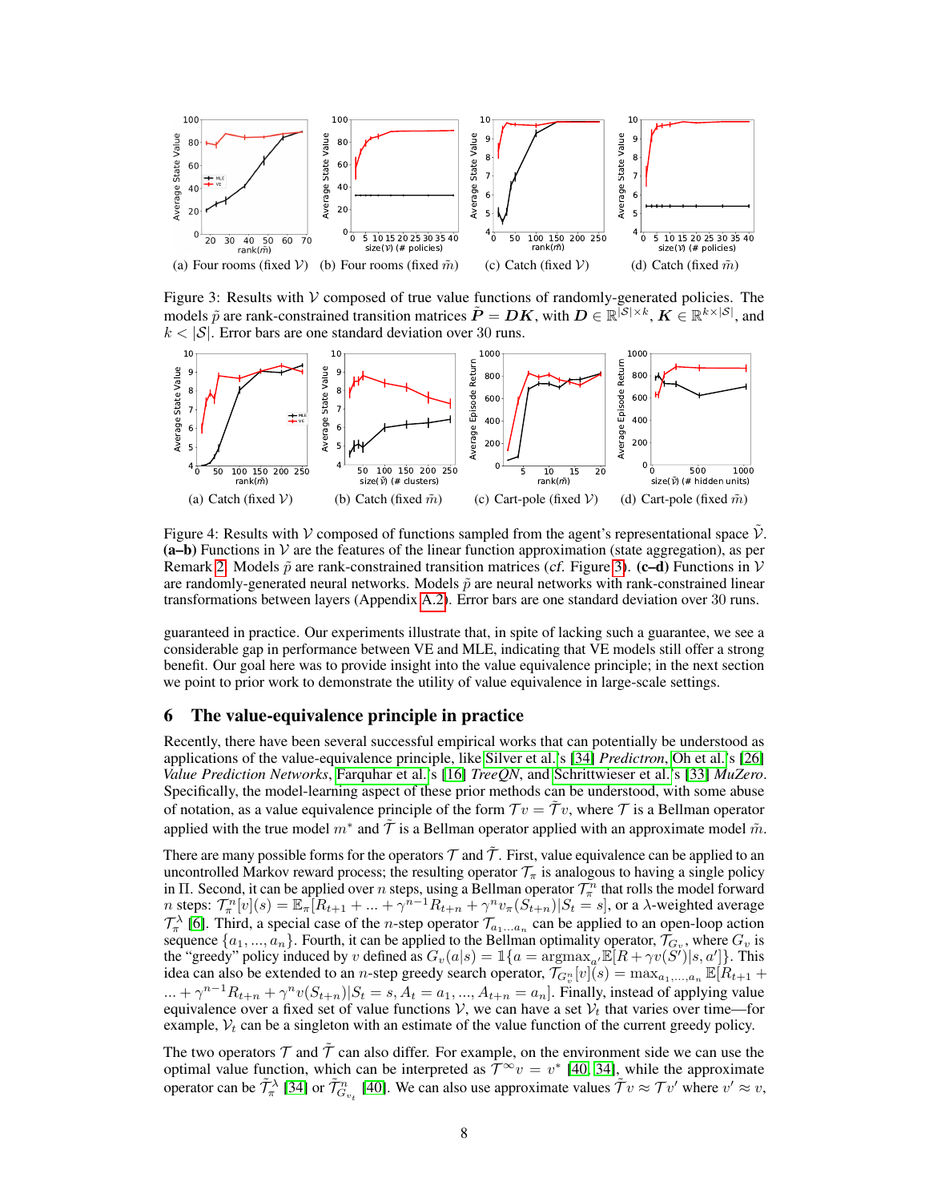100
80
60
40
20
0
Average State Value
MLE
VE
20 30 40 50 60 70
rank($\tilde{m}$)

100
80
60
40
20
0
Average State Value
0 5 10 15 20 25 30 35 40
size($\mathcal{V}$) (# policies)

10
9
8
7
6
5
4
Average State Value
0 50 100 150 200 250
rank($\tilde{m}$)

10
9
8
7
6
5
4
Average State Value
0 5 10 15 20 25 30 35 40
size($\mathcal{V}$) (# policies)

(a) Four rooms (fixed $\mathcal{V}$) (b) Four rooms (fixed $\tilde{m}$) (c) Catch (fixed $\mathcal{V}$) (d) Catch (fixed $\tilde{m}$)

Figure 3: Results with $\mathcal{V}$ composed of true value functions of randomly-generated policies. The models $\tilde{p}$ are rank-constrained transition matrices $\tilde{\boldsymbol{P}} = \boldsymbol{D}\boldsymbol{K}$, with $\boldsymbol{D} \in \mathbb{R}^{|\mathcal{S}| \times k}$, $\boldsymbol{K} \in \mathbb{R}^{k \times |\mathcal{S}|}$, and $k < |\mathcal{S}|$. Error bars are one standard deviation over 30 runs.

10
9
8
7
6
5
4
Average State Value
MLE
VE
0 50 100 150 200 250
rank($\tilde{m}$)

10
9
8
7
6
5
4
Average State Value
50 100 150 200 250
size($\tilde{\mathcal{V}}$) (# clusters)

1000
800
600
400
200
0
Average Episode Return
5 10 15 20
rank($\tilde{m}$)

1000
800
600
400
200
0
Average Episode Return
0 500 1000
size($\tilde{\mathcal{V}}$) (# hidden units)

(a) Catch (fixed $\mathcal{V}$) (b) Catch (fixed $\tilde{m}$) (c) Cart-pole (fixed $\mathcal{V}$) (d) Cart-pole (fixed $\tilde{m}$)

Figure 4: Results with $\mathcal{V}$ composed of functions sampled from the agent's representational space $\tilde{\mathcal{V}}$. **(a–b)** Functions in $\mathcal{V}$ are the features of the linear function approximation (state aggregation), as per Remark 2. Models $\tilde{p}$ are rank-constrained transition matrices (*cf.* Figure 3). **(c–d)** Functions in $\mathcal{V}$ are randomly-generated neural networks. Models $\tilde{p}$ are neural networks with rank-constrained linear transformations between layers (Appendix A.2). Error bars are one standard deviation over 30 runs.

guaranteed in practice. Our experiments illustrate that, in spite of lacking such a guarantee, we see a considerable gap in performance between VE and MLE, indicating that VE models still offer a strong benefit. Our goal here was to provide insight into the value equivalence principle; in the next section we point to prior work to demonstrate the utility of value equivalence in large-scale settings.

## 6 The value-equivalence principle in practice

Recently, there have been several successful empirical works that can potentially be understood as applications of the value-equivalence principle, like Silver et al.'s [34] *Predictron*, Oh et al.'s [26] *Value Prediction Networks*, Farquhar et al.'s [16] *TreeQN*, and Schrittwieser et al.'s [33] *MuZero*. Specifically, the model-learning aspect of these prior methods can be understood, with some abuse of notation, as a value equivalence principle of the form $\mathcal{T}v = \tilde{\mathcal{T}}v$, where $\mathcal{T}$ is a Bellman operator applied with the true model $m^*$ and $\tilde{\mathcal{T}}$ is a Bellman operator applied with an approximate model $\tilde{m}$.

There are many possible forms for the operators $\mathcal{T}$ and $\tilde{\mathcal{T}}$. First, value equivalence can be applied to an uncontrolled Markov reward process; the resulting operator $\mathcal{T}_\pi$ is analogous to having a single policy in $\Pi$. Second, it can be applied over $n$ steps, using a Bellman operator $\mathcal{T}_\pi^n$ that rolls the model forward $n$ steps: $\mathcal{T}_\pi^n[v](s) = \mathbb{E}_\pi[R_{t+1} + ... + \gamma^{n-1} R_{t+n} + \gamma^n v_\pi(S_{t+n}) | S_t = s]$, or a $\lambda$-weighted average $\mathcal{T}_\pi^\lambda$ [6]. Third, a special case of the $n$-step operator $\mathcal{T}_{a_1 ... a_n}$ can be applied to an open-loop action sequence $\{a_1, ..., a_n\}$. Fourth, it can be applied to the Bellman optimality operator, $\mathcal{T}_{G_v}$, where $G_v$ is the "greedy" policy induced by $v$ defined as $G_v(a|s) = \mathbb{1}\{a = \text{argmax}_{a'} \mathbb{E}[R + \gamma v(S') | s, a']\}$. This idea can also be extended to an $n$-step greedy search operator, $\mathcal{T}_{G_v^n}[v](s) = \max_{a_1,...,a_n} \mathbb{E}[R_{t+1} + ... + \gamma^{n-1} R_{t+n} + \gamma^n v(S_{t+n}) | S_t = s, A_t = a_1, ..., A_{t+n} = a_n]$. Finally, instead of applying value equivalence over a fixed set of value functions $\mathcal{V}$, we can have a set $\mathcal{V}_t$ that varies over time—for example, $\mathcal{V}_t$ can be a singleton with an estimate of the value function of the current greedy policy.

The two operators $\mathcal{T}$ and $\tilde{\mathcal{T}}$ can also differ. For example, on the environment side we can use the optimal value function, which can be interpreted as $\mathcal{T}^\infty v = v^*$ [40, 34], while the approximate operator can be $\tilde{\mathcal{T}}_\pi^\lambda$ [34] or $\tilde{\mathcal{T}}_{G_{v_t}}^n$ [40]. We can also use approximate values $\tilde{\mathcal{T}}v \approx \mathcal{T}v'$ where $v' \approx v$,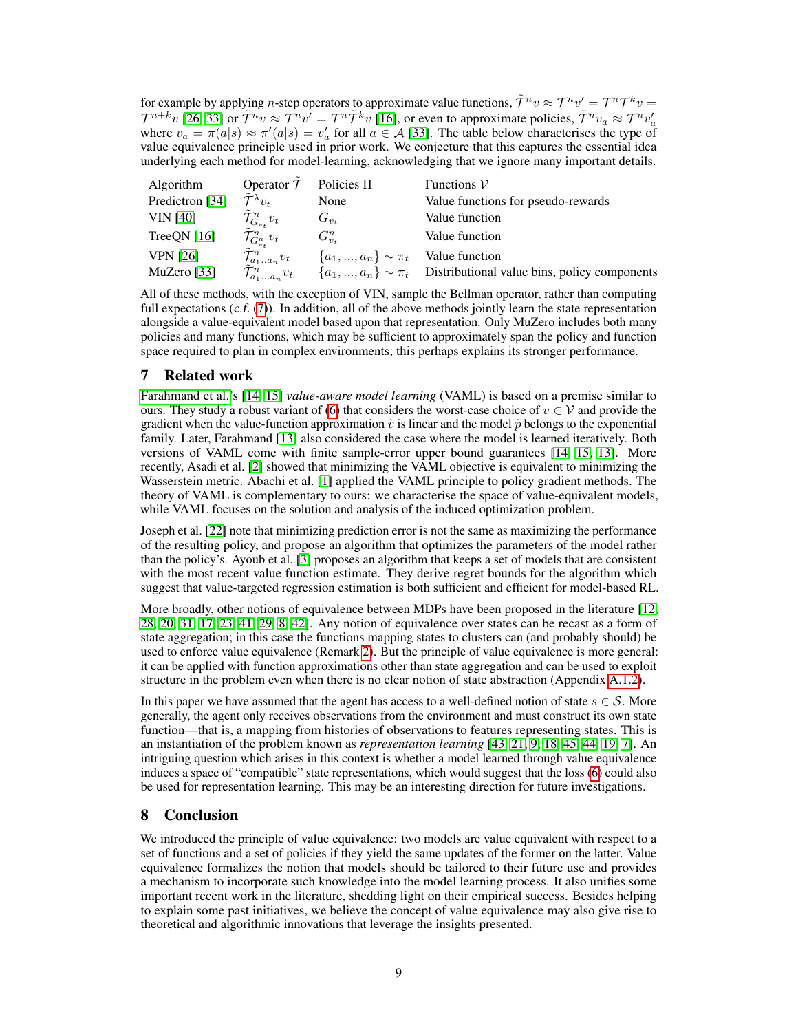for example by applying $n$-step operators to approximate value functions, $\tilde{\mathcal{T}}^n v \approx \mathcal{T}^n v' = \mathcal{T}^n \mathcal{T}^k v = \mathcal{T}^{n+k} v$ [26, 33] or $\tilde{\mathcal{T}}^n v \approx \mathcal{T}^n v' = \mathcal{T}^n \tilde{\mathcal{T}}^k v$ [16], or even to approximate policies, $\tilde{\mathcal{T}}^n v_a \approx \mathcal{T}^n v'_a$ where $v_a = \pi(a|s) \approx \pi'(a|s) = v'_a$ for all $a \in \mathcal{A}$ [33]. The table below characterises the type of value equivalence principle used in prior work. We conjecture that this captures the essential idea underlying each method for model-learning, acknowledging that we ignore many important details.

| Algorithm | Operator $\tilde{\mathcal{T}}$ | Policies $\Pi$ | Functions $\mathcal{V}$ |
|---|---|---|---|
| Predictron [34] | $\tilde{\mathcal{T}}^\lambda v_t$ | None | Value functions for pseudo-rewards |
| VIN [40] | $\tilde{\mathcal{T}}^n_{G_{v_t}} v_t$ | $G_{v_t}$ | Value function |
| TreeQN [16] | $\tilde{\mathcal{T}}^n_{G^n_{v_t}} v_t$ | $G^n_{v_t}$ | Value function |
| VPN [26] | $\tilde{\mathcal{T}}^n_{a_1..a_n} v_t$ | $\{a_1, ..., a_n\} \sim \pi_t$ | Value function |
| MuZero [33] | $\tilde{\mathcal{T}}^n_{a_1...a_n} v_t$ | $\{a_1, ..., a_n\} \sim \pi_t$ | Distributional value bins, policy components |

All of these methods, with the exception of VIN, sample the Bellman operator, rather than computing full expectations (*c.f.* (7)). In addition, all of the above methods jointly learn the state representation alongside a value-equivalent model based upon that representation. Only MuZero includes both many policies and many functions, which may be sufficient to approximately span the policy and function space required to plan in complex environments; this perhaps explains its stronger performance.

## 7 Related work

Farahmand et al.'s [14, 15] *value-aware model learning* (VAML) is based on a premise similar to ours. They study a robust variant of (6) that considers the worst-case choice of $v \in \mathcal{V}$ and provide the gradient when the value-function approximation $\tilde{v}$ is linear and the model $\tilde{p}$ belongs to the exponential family. Later, Farahmand [13] also considered the case where the model is learned iteratively. Both versions of VAML come with finite sample-error upper bound guarantees [14, 15, 13]. More recently, Asadi et al. [2] showed that minimizing the VAML objective is equivalent to minimizing the Wasserstein metric. Abachi et al. [1] applied the VAML principle to policy gradient methods. The theory of VAML is complementary to ours: we characterise the space of value-equivalent models, while VAML focuses on the solution and analysis of the induced optimization problem.

Joseph et al. [22] note that minimizing prediction error is not the same as maximizing the performance of the resulting policy, and propose an algorithm that optimizes the parameters of the model rather than the policy's. Ayoub et al. [3] proposes an algorithm that keeps a set of models that are consistent with the most recent value function estimate. They derive regret bounds for the algorithm which suggest that value-targeted regression estimation is both sufficient and efficient for model-based RL.

More broadly, other notions of equivalence between MDPs have been proposed in the literature [12, 28, 20, 31, 17, 23, 41, 29, 8, 42]. Any notion of equivalence over states can be recast as a form of state aggregation; in this case the functions mapping states to clusters can (and probably should) be used to enforce value equivalence (Remark 2). But the principle of value equivalence is more general: it can be applied with function approximations other than state aggregation and can be used to exploit structure in the problem even when there is no clear notion of state abstraction (Appendix A.1.2).

In this paper we have assumed that the agent has access to a well-defined notion of state $s \in \mathcal{S}$. More generally, the agent only receives observations from the environment and must construct its own state function—that is, a mapping from histories of observations to features representing states. This is an instantiation of the problem known as *representation learning* [43, 21, 9, 18, 45, 44, 19, 7]. An intriguing question which arises in this context is whether a model learned through value equivalence induces a space of "compatible" state representations, which would suggest that the loss (6) could also be used for representation learning. This may be an interesting direction for future investigations.

## 8 Conclusion

We introduced the principle of value equivalence: two models are value equivalent with respect to a set of functions and a set of policies if they yield the same updates of the former on the latter. Value equivalence formalizes the notion that models should be tailored to their future use and provides a mechanism to incorporate such knowledge into the model learning process. It also unifies some important recent work in the literature, shedding light on their empirical success. Besides helping to explain some past initiatives, we believe the concept of value equivalence may also give rise to theoretical and algorithmic innovations that leverage the insights presented.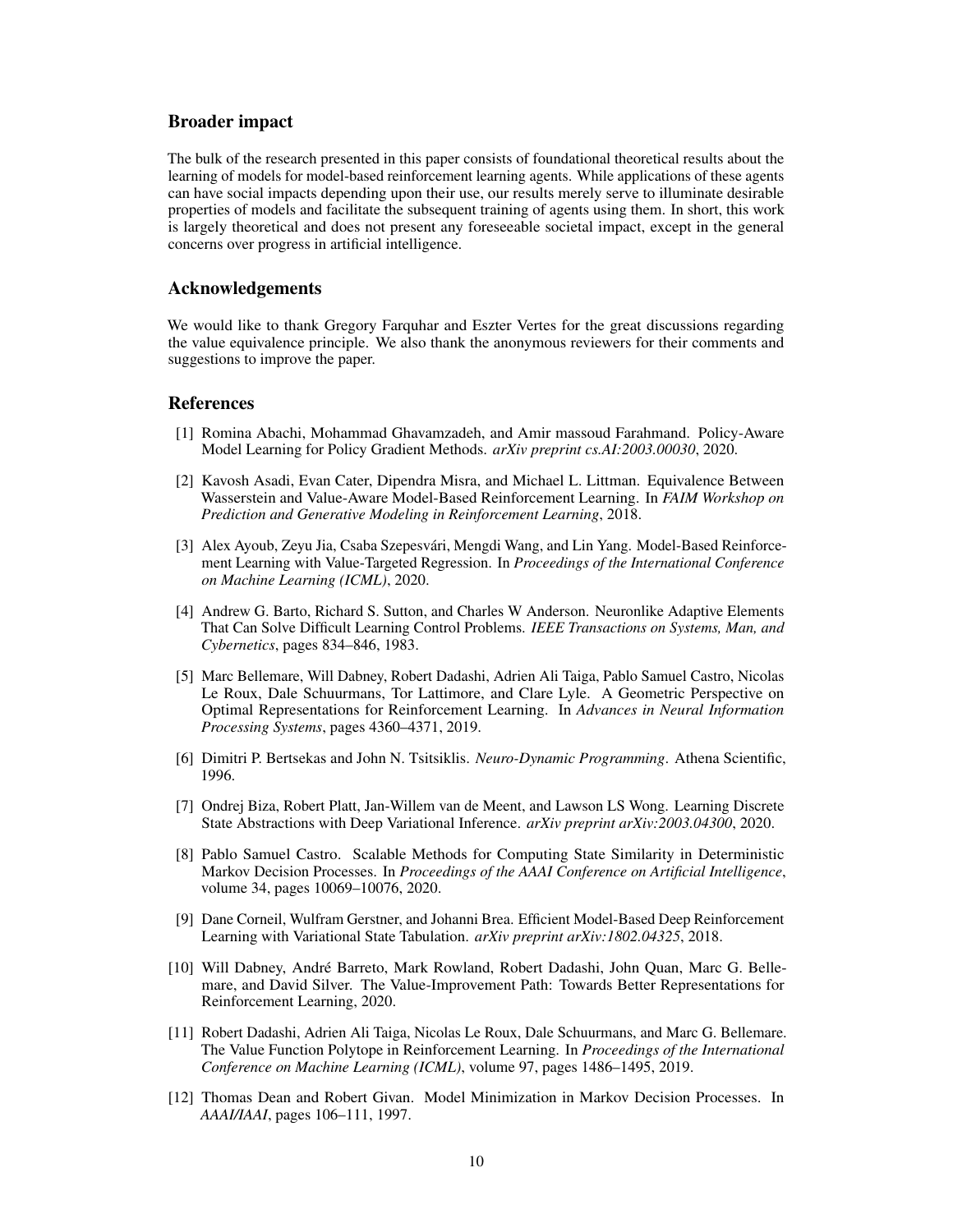## Broader impact

The bulk of the research presented in this paper consists of foundational theoretical results about the learning of models for model-based reinforcement learning agents. While applications of these agents can have social impacts depending upon their use, our results merely serve to illuminate desirable properties of models and facilitate the subsequent training of agents using them. In short, this work is largely theoretical and does not present any foreseeable societal impact, except in the general concerns over progress in artificial intelligence.

## Acknowledgements

We would like to thank Gregory Farquhar and Eszter Vertes for the great discussions regarding the value equivalence principle. We also thank the anonymous reviewers for their comments and suggestions to improve the paper.

## References

[1] Romina Abachi, Mohammad Ghavamzadeh, and Amir massoud Farahmand. Policy-Aware Model Learning for Policy Gradient Methods. *arXiv preprint cs.AI:2003.00030*, 2020.

[2] Kavosh Asadi, Evan Cater, Dipendra Misra, and Michael L. Littman. Equivalence Between Wasserstein and Value-Aware Model-Based Reinforcement Learning. In *FAIM Workshop on Prediction and Generative Modeling in Reinforcement Learning*, 2018.

[3] Alex Ayoub, Zeyu Jia, Csaba Szepesvári, Mengdi Wang, and Lin Yang. Model-Based Reinforcement Learning with Value-Targeted Regression. In *Proceedings of the International Conference on Machine Learning (ICML)*, 2020.

[4] Andrew G. Barto, Richard S. Sutton, and Charles W Anderson. Neuronlike Adaptive Elements That Can Solve Difficult Learning Control Problems. *IEEE Transactions on Systems, Man, and Cybernetics*, pages 834–846, 1983.

[5] Marc Bellemare, Will Dabney, Robert Dadashi, Adrien Ali Taiga, Pablo Samuel Castro, Nicolas Le Roux, Dale Schuurmans, Tor Lattimore, and Clare Lyle. A Geometric Perspective on Optimal Representations for Reinforcement Learning. In *Advances in Neural Information Processing Systems*, pages 4360–4371, 2019.

[6] Dimitri P. Bertsekas and John N. Tsitsiklis. *Neuro-Dynamic Programming*. Athena Scientific, 1996.

[7] Ondrej Biza, Robert Platt, Jan-Willem van de Meent, and Lawson LS Wong. Learning Discrete State Abstractions with Deep Variational Inference. *arXiv preprint arXiv:2003.04300*, 2020.

[8] Pablo Samuel Castro. Scalable Methods for Computing State Similarity in Deterministic Markov Decision Processes. In *Proceedings of the AAAI Conference on Artificial Intelligence*, volume 34, pages 10069–10076, 2020.

[9] Dane Corneil, Wulfram Gerstner, and Johanni Brea. Efficient Model-Based Deep Reinforcement Learning with Variational State Tabulation. *arXiv preprint arXiv:1802.04325*, 2018.

[10] Will Dabney, André Barreto, Mark Rowland, Robert Dadashi, John Quan, Marc G. Bellemare, and David Silver. The Value-Improvement Path: Towards Better Representations for Reinforcement Learning, 2020.

[11] Robert Dadashi, Adrien Ali Taiga, Nicolas Le Roux, Dale Schuurmans, and Marc G. Bellemare. The Value Function Polytope in Reinforcement Learning. In *Proceedings of the International Conference on Machine Learning (ICML)*, volume 97, pages 1486–1495, 2019.

[12] Thomas Dean and Robert Givan. Model Minimization in Markov Decision Processes. In *AAAI/IAAI*, pages 106–111, 1997.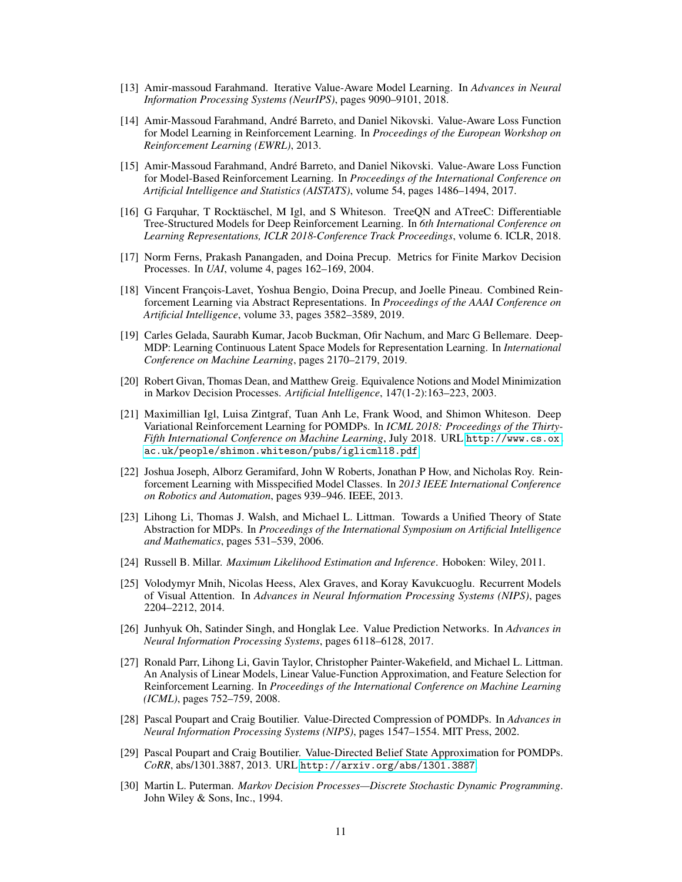[13] Amir-massoud Farahmand. Iterative Value-Aware Model Learning. In *Advances in Neural Information Processing Systems (NeurIPS)*, pages 9090–9101, 2018.

[14] Amir-Massoud Farahmand, André Barreto, and Daniel Nikovski. Value-Aware Loss Function for Model Learning in Reinforcement Learning. In *Proceedings of the European Workshop on Reinforcement Learning (EWRL)*, 2013.

[15] Amir-Massoud Farahmand, André Barreto, and Daniel Nikovski. Value-Aware Loss Function for Model-Based Reinforcement Learning. In *Proceedings of the International Conference on Artificial Intelligence and Statistics (AISTATS)*, volume 54, pages 1486–1494, 2017.

[16] G Farquhar, T Rocktäschel, M Igl, and S Whiteson. TreeQN and ATreeC: Differentiable Tree-Structured Models for Deep Reinforcement Learning. In *6th International Conference on Learning Representations, ICLR 2018-Conference Track Proceedings*, volume 6. ICLR, 2018.

[17] Norm Ferns, Prakash Panangaden, and Doina Precup. Metrics for Finite Markov Decision Processes. In *UAI*, volume 4, pages 162–169, 2004.

[18] Vincent François-Lavet, Yoshua Bengio, Doina Precup, and Joelle Pineau. Combined Reinforcement Learning via Abstract Representations. In *Proceedings of the AAAI Conference on Artificial Intelligence*, volume 33, pages 3582–3589, 2019.

[19] Carles Gelada, Saurabh Kumar, Jacob Buckman, Ofir Nachum, and Marc G Bellemare. DeepMDP: Learning Continuous Latent Space Models for Representation Learning. In *International Conference on Machine Learning*, pages 2170–2179, 2019.

[20] Robert Givan, Thomas Dean, and Matthew Greig. Equivalence Notions and Model Minimization in Markov Decision Processes. *Artificial Intelligence*, 147(1-2):163–223, 2003.

[21] Maximillian Igl, Luisa Zintgraf, Tuan Anh Le, Frank Wood, and Shimon Whiteson. Deep Variational Reinforcement Learning for POMDPs. In *ICML 2018: Proceedings of the Thirty-Fifth International Conference on Machine Learning*, July 2018. URL http://www.cs.ox.ac.uk/people/shimon.whiteson/pubs/iglicml18.pdf.

[22] Joshua Joseph, Alborz Geramifard, John W Roberts, Jonathan P How, and Nicholas Roy. Reinforcement Learning with Misspecified Model Classes. In *2013 IEEE International Conference on Robotics and Automation*, pages 939–946. IEEE, 2013.

[23] Lihong Li, Thomas J. Walsh, and Michael L. Littman. Towards a Unified Theory of State Abstraction for MDPs. In *Proceedings of the International Symposium on Artificial Intelligence and Mathematics*, pages 531–539, 2006.

[24] Russell B. Millar. *Maximum Likelihood Estimation and Inference*. Hoboken: Wiley, 2011.

[25] Volodymyr Mnih, Nicolas Heess, Alex Graves, and Koray Kavukcuoglu. Recurrent Models of Visual Attention. In *Advances in Neural Information Processing Systems (NIPS)*, pages 2204–2212, 2014.

[26] Junhyuk Oh, Satinder Singh, and Honglak Lee. Value Prediction Networks. In *Advances in Neural Information Processing Systems*, pages 6118–6128, 2017.

[27] Ronald Parr, Lihong Li, Gavin Taylor, Christopher Painter-Wakefield, and Michael L. Littman. An Analysis of Linear Models, Linear Value-Function Approximation, and Feature Selection for Reinforcement Learning. In *Proceedings of the International Conference on Machine Learning (ICML)*, pages 752–759, 2008.

[28] Pascal Poupart and Craig Boutilier. Value-Directed Compression of POMDPs. In *Advances in Neural Information Processing Systems (NIPS)*, pages 1547–1554. MIT Press, 2002.

[29] Pascal Poupart and Craig Boutilier. Value-Directed Belief State Approximation for POMDPs. *CoRR*, abs/1301.3887, 2013. URL http://arxiv.org/abs/1301.3887.

[30] Martin L. Puterman. *Markov Decision Processes—Discrete Stochastic Dynamic Programming*. John Wiley & Sons, Inc., 1994.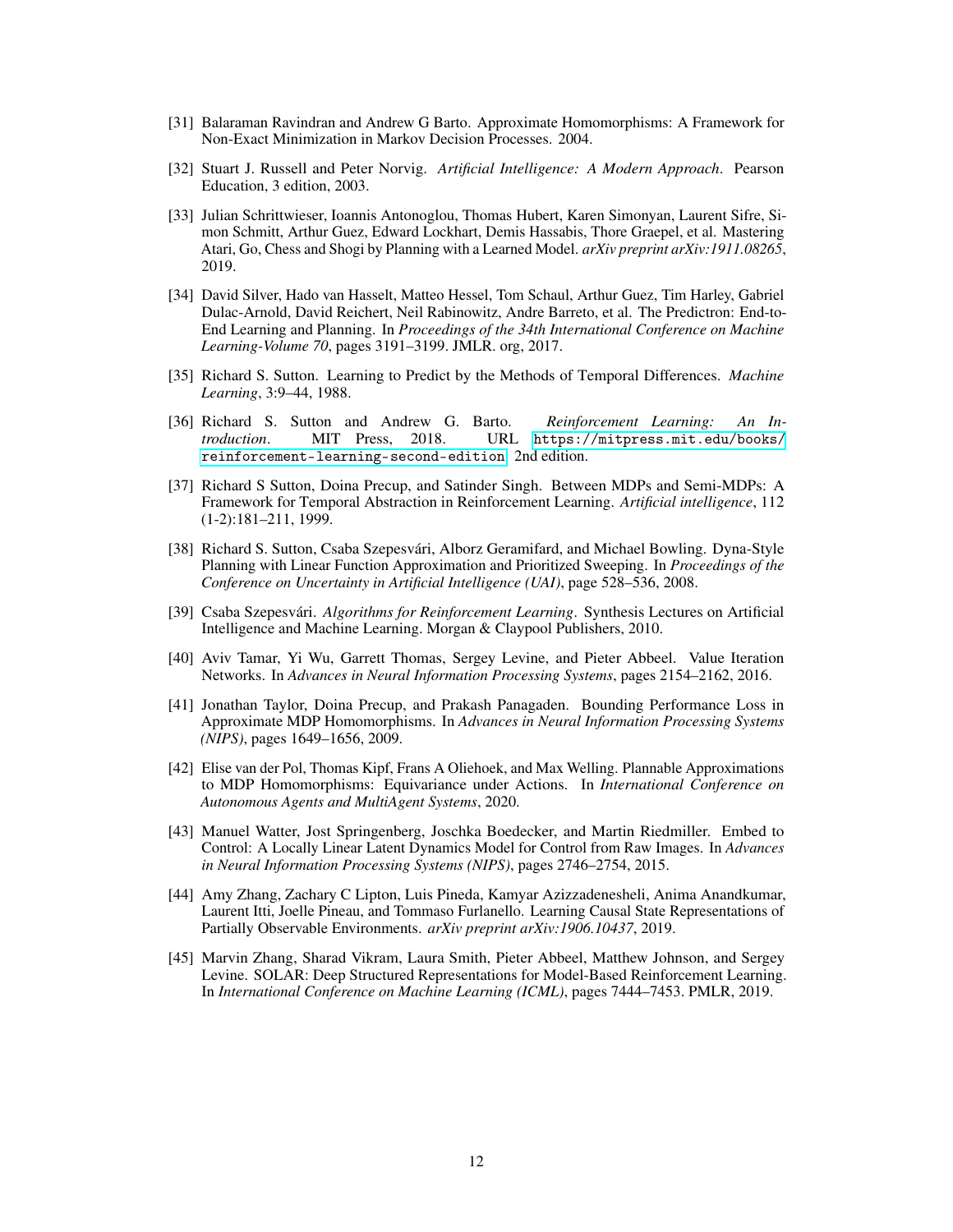[31] Balaraman Ravindran and Andrew G Barto. Approximate Homomorphisms: A Framework for Non-Exact Minimization in Markov Decision Processes. 2004.

[32] Stuart J. Russell and Peter Norvig. *Artificial Intelligence: A Modern Approach*. Pearson Education, 3 edition, 2003.

[33] Julian Schrittwieser, Ioannis Antonoglou, Thomas Hubert, Karen Simonyan, Laurent Sifre, Simon Schmitt, Arthur Guez, Edward Lockhart, Demis Hassabis, Thore Graepel, et al. Mastering Atari, Go, Chess and Shogi by Planning with a Learned Model. *arXiv preprint arXiv:1911.08265*, 2019.

[34] David Silver, Hado van Hasselt, Matteo Hessel, Tom Schaul, Arthur Guez, Tim Harley, Gabriel Dulac-Arnold, David Reichert, Neil Rabinowitz, Andre Barreto, et al. The Predictron: End-to-End Learning and Planning. In *Proceedings of the 34th International Conference on Machine Learning-Volume 70*, pages 3191–3199. JMLR. org, 2017.

[35] Richard S. Sutton. Learning to Predict by the Methods of Temporal Differences. *Machine Learning*, 3:9–44, 1988.

[36] Richard S. Sutton and Andrew G. Barto. *Reinforcement Learning: An Introduction*. MIT Press, 2018. URL `https://mitpress.mit.edu/books/reinforcement-learning-second-edition`. 2nd edition.

[37] Richard S Sutton, Doina Precup, and Satinder Singh. Between MDPs and Semi-MDPs: A Framework for Temporal Abstraction in Reinforcement Learning. *Artificial intelligence*, 112 (1-2):181–211, 1999.

[38] Richard S. Sutton, Csaba Szepesvári, Alborz Geramifard, and Michael Bowling. Dyna-Style Planning with Linear Function Approximation and Prioritized Sweeping. In *Proceedings of the Conference on Uncertainty in Artificial Intelligence (UAI)*, page 528–536, 2008.

[39] Csaba Szepesvári. *Algorithms for Reinforcement Learning*. Synthesis Lectures on Artificial Intelligence and Machine Learning. Morgan & Claypool Publishers, 2010.

[40] Aviv Tamar, Yi Wu, Garrett Thomas, Sergey Levine, and Pieter Abbeel. Value Iteration Networks. In *Advances in Neural Information Processing Systems*, pages 2154–2162, 2016.

[41] Jonathan Taylor, Doina Precup, and Prakash Panagaden. Bounding Performance Loss in Approximate MDP Homomorphisms. In *Advances in Neural Information Processing Systems (NIPS)*, pages 1649–1656, 2009.

[42] Elise van der Pol, Thomas Kipf, Frans A Oliehoek, and Max Welling. Plannable Approximations to MDP Homomorphisms: Equivariance under Actions. In *International Conference on Autonomous Agents and MultiAgent Systems*, 2020.

[43] Manuel Watter, Jost Springenberg, Joschka Boedecker, and Martin Riedmiller. Embed to Control: A Locally Linear Latent Dynamics Model for Control from Raw Images. In *Advances in Neural Information Processing Systems (NIPS)*, pages 2746–2754, 2015.

[44] Amy Zhang, Zachary C Lipton, Luis Pineda, Kamyar Azizzadenesheli, Anima Anandkumar, Laurent Itti, Joelle Pineau, and Tommaso Furlanello. Learning Causal State Representations of Partially Observable Environments. *arXiv preprint arXiv:1906.10437*, 2019.

[45] Marvin Zhang, Sharad Vikram, Laura Smith, Pieter Abbeel, Matthew Johnson, and Sergey Levine. SOLAR: Deep Structured Representations for Model-Based Reinforcement Learning. In *International Conference on Machine Learning (ICML)*, pages 7444–7453. PMLR, 2019.